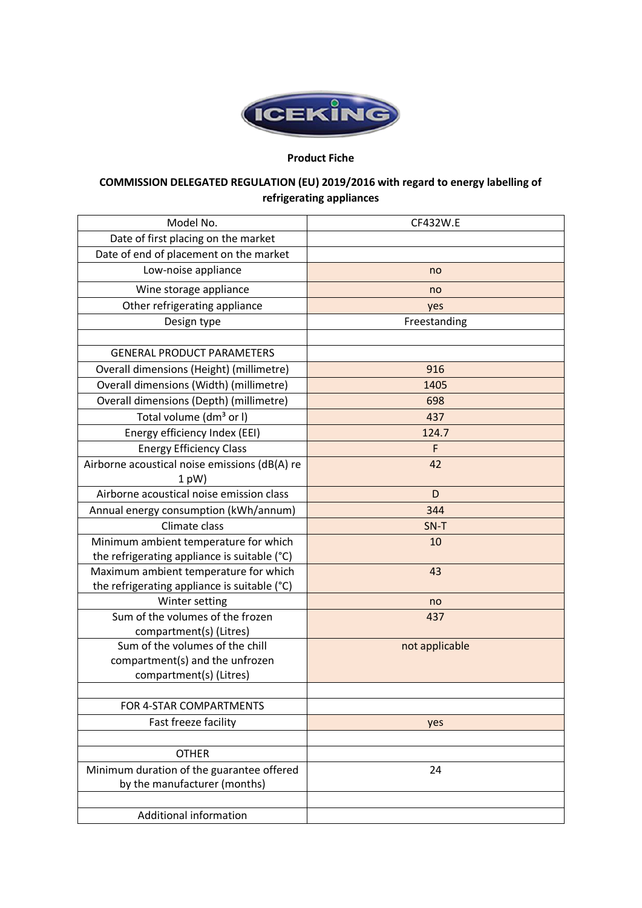ICEKING

**Product Fiche**

**COMMISSION DELEGATED REGULATION (EU) 2019/2016 with regard to energy labelling of refrigerating appliances**

| Model No. | CF432W.E |
|---|---|
| Date of first placing on the market | |
| Date of end of placement on the market | |
| Low-noise appliance | no |
| Wine storage appliance | no |
| Other refrigerating appliance | yes |
| Design type | Freestanding |
| | |
| GENERAL PRODUCT PARAMETERS | |
| Overall dimensions (Height) (millimetre) | 916 |
| Overall dimensions (Width) (millimetre) | 1405 |
| Overall dimensions (Depth) (millimetre) | 698 |
| Total volume (dm³ or l) | 437 |
| Energy efficiency Index (EEI) | 124.7 |
| Energy Efficiency Class | F |
| Airborne acoustical noise emissions (dB(A) re 1 pW) | 42 |
| Airborne acoustical noise emission class | D |
| Annual energy consumption (kWh/annum) | 344 |
| Climate class | SN-T |
| Minimum ambient temperature for which the refrigerating appliance is suitable (°C) | 10 |
| Maximum ambient temperature for which the refrigerating appliance is suitable (°C) | 43 |
| Winter setting | no |
| Sum of the volumes of the frozen compartment(s) (Litres) | 437 |
| Sum of the volumes of the chill compartment(s) and the unfrozen compartment(s) (Litres) | not applicable |
| | |
| FOR 4-STAR COMPARTMENTS | |
| Fast freeze facility | yes |
| | |
| OTHER | |
| Minimum duration of the guarantee offered by the manufacturer (months) | 24 |
| | |
| Additional information | |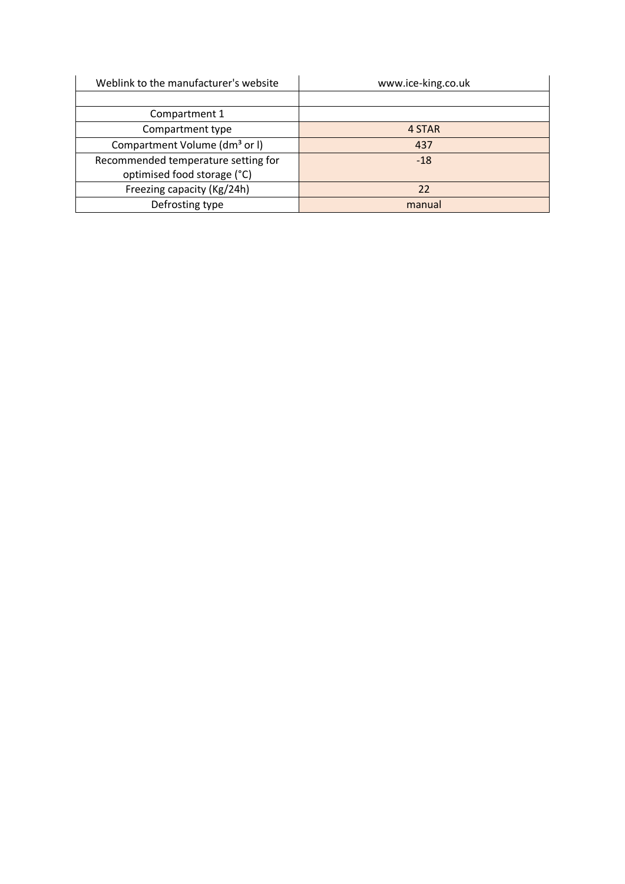| | |
|---|---|
| Weblink to the manufacturer's website | www.ice-king.co.uk |
| | |
| Compartment 1 | |
| Compartment type | 4 STAR |
| Compartment Volume (dm³ or l) | 437 |
| Recommended temperature setting for optimised food storage (°C) | -18 |
| Freezing capacity (Kg/24h) | 22 |
| Defrosting type | manual |